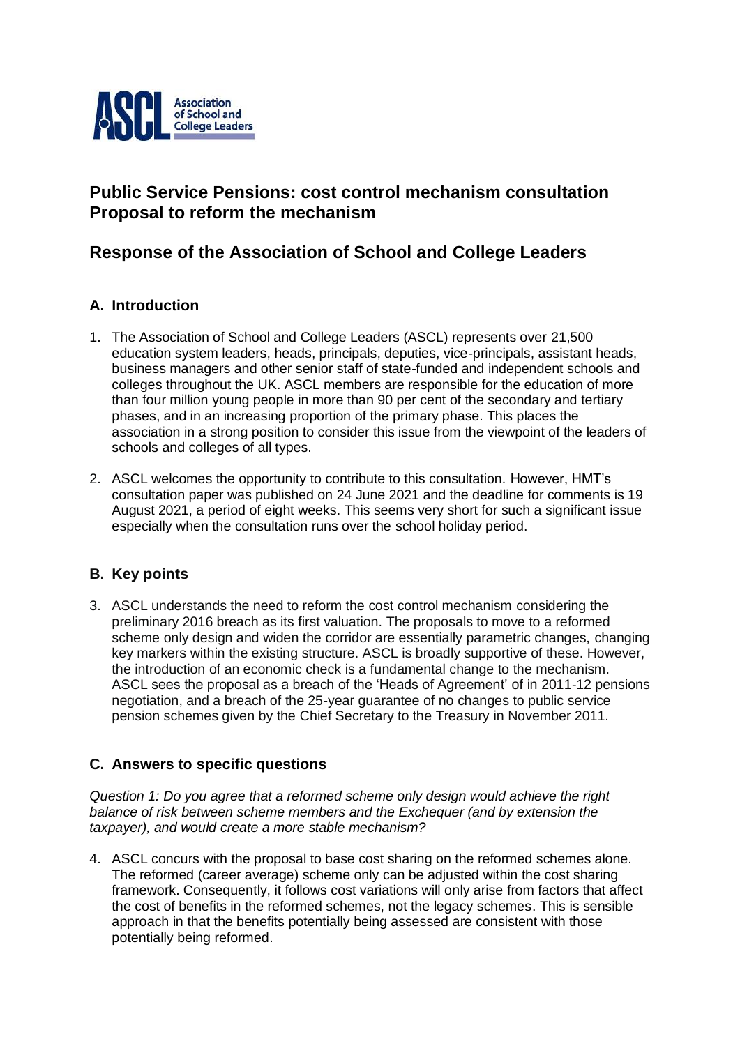ASCL Association of School and College Leaders

# Public Service Pensions: cost control mechanism consultation Proposal to reform the mechanism

# Response of the Association of School and College Leaders

## A. Introduction

1. The Association of School and College Leaders (ASCL) represents over 21,500 education system leaders, heads, principals, deputies, vice-principals, assistant heads, business managers and other senior staff of state-funded and independent schools and colleges throughout the UK. ASCL members are responsible for the education of more than four million young people in more than 90 per cent of the secondary and tertiary phases, and in an increasing proportion of the primary phase. This places the association in a strong position to consider this issue from the viewpoint of the leaders of schools and colleges of all types.

2. ASCL welcomes the opportunity to contribute to this consultation. However, HMT's consultation paper was published on 24 June 2021 and the deadline for comments is 19 August 2021, a period of eight weeks. This seems very short for such a significant issue especially when the consultation runs over the school holiday period.

## B. Key points

3. ASCL understands the need to reform the cost control mechanism considering the preliminary 2016 breach as its first valuation. The proposals to move to a reformed scheme only design and widen the corridor are essentially parametric changes, changing key markers within the existing structure. ASCL is broadly supportive of these. However, the introduction of an economic check is a fundamental change to the mechanism. ASCL sees the proposal as a breach of the 'Heads of Agreement' of in 2011-12 pensions negotiation, and a breach of the 25-year guarantee of no changes to public service pension schemes given by the Chief Secretary to the Treasury in November 2011.

## C. Answers to specific questions

*Question 1: Do you agree that a reformed scheme only design would achieve the right balance of risk between scheme members and the Exchequer (and by extension the taxpayer), and would create a more stable mechanism?*

4. ASCL concurs with the proposal to base cost sharing on the reformed schemes alone. The reformed (career average) scheme only can be adjusted within the cost sharing framework. Consequently, it follows cost variations will only arise from factors that affect the cost of benefits in the reformed schemes, not the legacy schemes. This is sensible approach in that the benefits potentially being assessed are consistent with those potentially being reformed.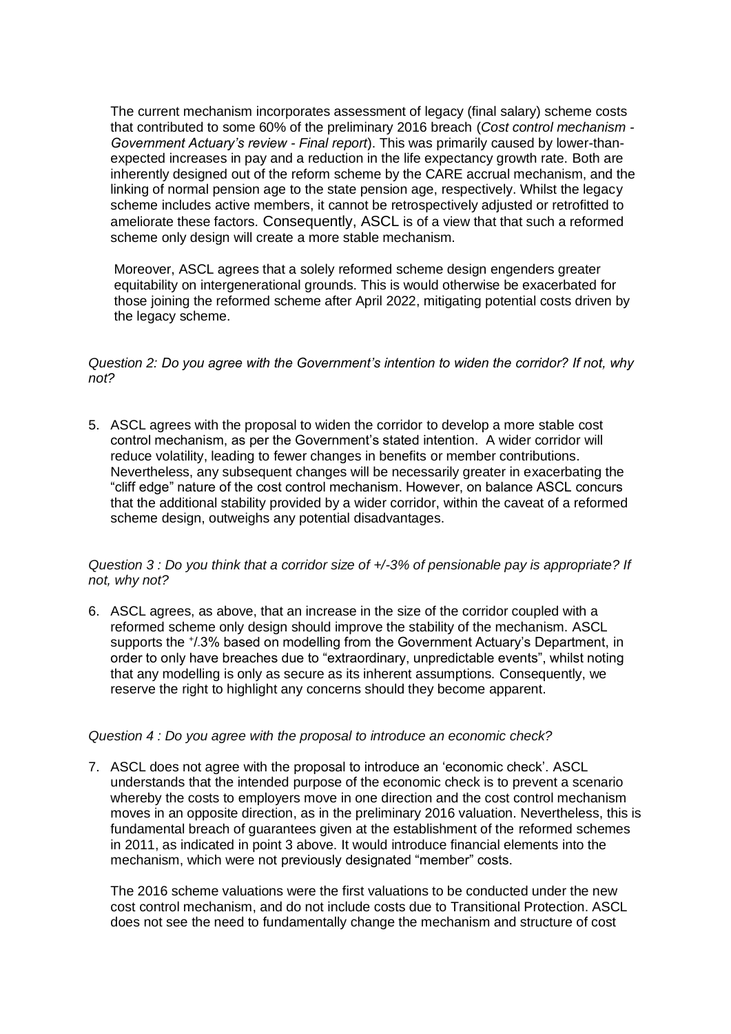The current mechanism incorporates assessment of legacy (final salary) scheme costs that contributed to some 60% of the preliminary 2016 breach (*Cost control mechanism - Government Actuary's review - Final report*). This was primarily caused by lower-than-expected increases in pay and a reduction in the life expectancy growth rate. Both are inherently designed out of the reform scheme by the CARE accrual mechanism, and the linking of normal pension age to the state pension age, respectively. Whilst the legacy scheme includes active members, it cannot be retrospectively adjusted or retrofitted to ameliorate these factors. Consequently, ASCL is of a view that that such a reformed scheme only design will create a more stable mechanism.

Moreover, ASCL agrees that a solely reformed scheme design engenders greater equitability on intergenerational grounds. This is would otherwise be exacerbated for those joining the reformed scheme after April 2022, mitigating potential costs driven by the legacy scheme.

*Question 2: Do you agree with the Government's intention to widen the corridor? If not, why not?*

5. ASCL agrees with the proposal to widen the corridor to develop a more stable cost control mechanism, as per the Government's stated intention. A wider corridor will reduce volatility, leading to fewer changes in benefits or member contributions. Nevertheless, any subsequent changes will be necessarily greater in exacerbating the "cliff edge" nature of the cost control mechanism. However, on balance ASCL concurs that the additional stability provided by a wider corridor, within the caveat of a reformed scheme design, outweighs any potential disadvantages.

*Question 3 : Do you think that a corridor size of +/-3% of pensionable pay is appropriate? If not, why not?*

6. ASCL agrees, as above, that an increase in the size of the corridor coupled with a reformed scheme only design should improve the stability of the mechanism. ASCL supports the +/-3% based on modelling from the Government Actuary's Department, in order to only have breaches due to "extraordinary, unpredictable events", whilst noting that any modelling is only as secure as its inherent assumptions. Consequently, we reserve the right to highlight any concerns should they become apparent.

*Question 4 : Do you agree with the proposal to introduce an economic check?*

7. ASCL does not agree with the proposal to introduce an 'economic check'. ASCL understands that the intended purpose of the economic check is to prevent a scenario whereby the costs to employers move in one direction and the cost control mechanism moves in an opposite direction, as in the preliminary 2016 valuation. Nevertheless, this is fundamental breach of guarantees given at the establishment of the reformed schemes in 2011, as indicated in point 3 above. It would introduce financial elements into the mechanism, which were not previously designated "member" costs.

   The 2016 scheme valuations were the first valuations to be conducted under the new cost control mechanism, and do not include costs due to Transitional Protection. ASCL does not see the need to fundamentally change the mechanism and structure of cost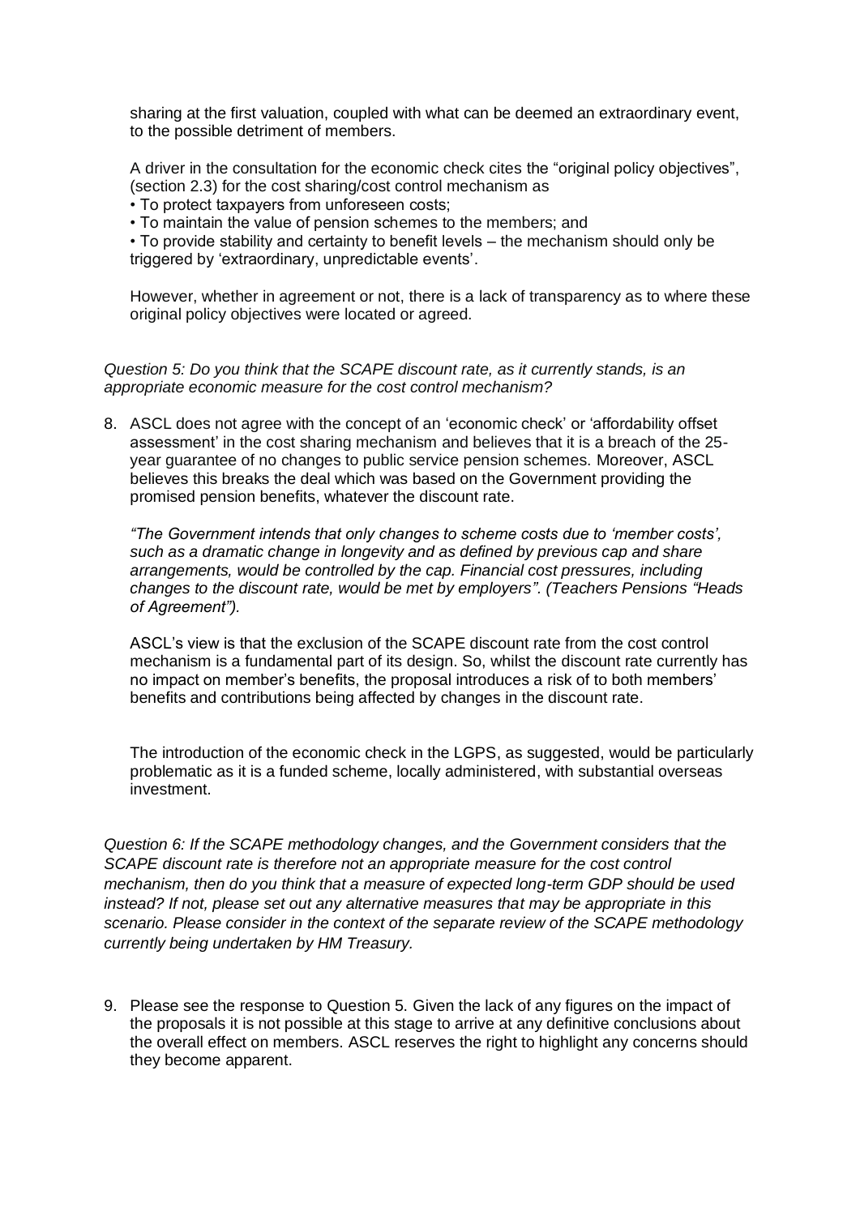sharing at the first valuation, coupled with what can be deemed an extraordinary event, to the possible detriment of members.

A driver in the consultation for the economic check cites the "original policy objectives", (section 2.3) for the cost sharing/cost control mechanism as

- To protect taxpayers from unforeseen costs;
- To maintain the value of pension schemes to the members; and
- To provide stability and certainty to benefit levels – the mechanism should only be triggered by 'extraordinary, unpredictable events'.

However, whether in agreement or not, there is a lack of transparency as to where these original policy objectives were located or agreed.

*Question 5: Do you think that the SCAPE discount rate, as it currently stands, is an appropriate economic measure for the cost control mechanism?*

8. ASCL does not agree with the concept of an 'economic check' or 'affordability offset assessment' in the cost sharing mechanism and believes that it is a breach of the 25-year guarantee of no changes to public service pension schemes. Moreover, ASCL believes this breaks the deal which was based on the Government providing the promised pension benefits, whatever the discount rate.

   *"The Government intends that only changes to scheme costs due to 'member costs', such as a dramatic change in longevity and as defined by previous cap and share arrangements, would be controlled by the cap. Financial cost pressures, including changes to the discount rate, would be met by employers". (Teachers Pensions "Heads of Agreement").*

   ASCL's view is that the exclusion of the SCAPE discount rate from the cost control mechanism is a fundamental part of its design. So, whilst the discount rate currently has no impact on member's benefits, the proposal introduces a risk of to both members' benefits and contributions being affected by changes in the discount rate.

   The introduction of the economic check in the LGPS, as suggested, would be particularly problematic as it is a funded scheme, locally administered, with substantial overseas investment.

*Question 6: If the SCAPE methodology changes, and the Government considers that the SCAPE discount rate is therefore not an appropriate measure for the cost control mechanism, then do you think that a measure of expected long-term GDP should be used instead? If not, please set out any alternative measures that may be appropriate in this scenario. Please consider in the context of the separate review of the SCAPE methodology currently being undertaken by HM Treasury.*

9. Please see the response to Question 5. Given the lack of any figures on the impact of the proposals it is not possible at this stage to arrive at any definitive conclusions about the overall effect on members. ASCL reserves the right to highlight any concerns should they become apparent.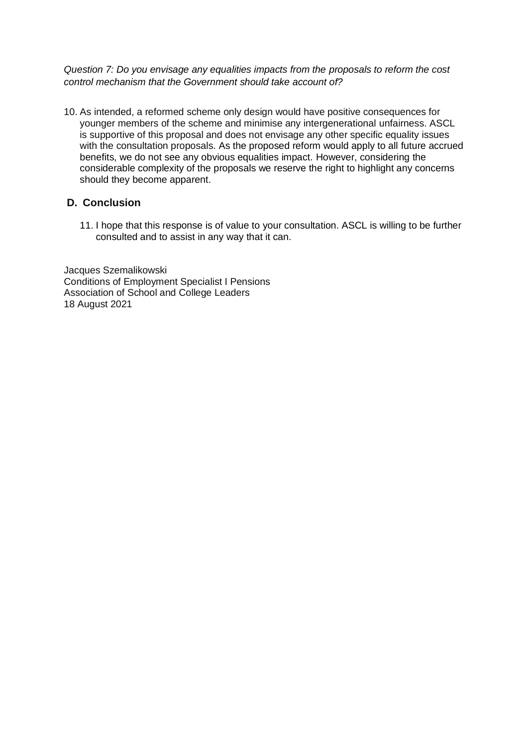*Question 7: Do you envisage any equalities impacts from the proposals to reform the cost control mechanism that the Government should take account of?*

10. As intended, a reformed scheme only design would have positive consequences for younger members of the scheme and minimise any intergenerational unfairness. ASCL is supportive of this proposal and does not envisage any other specific equality issues with the consultation proposals. As the proposed reform would apply to all future accrued benefits, we do not see any obvious equalities impact. However, considering the considerable complexity of the proposals we reserve the right to highlight any concerns should they become apparent.

## D. Conclusion

11. I hope that this response is of value to your consultation. ASCL is willing to be further consulted and to assist in any way that it can.

Jacques Szemalikowski
Conditions of Employment Specialist I Pensions
Association of School and College Leaders
18 August 2021